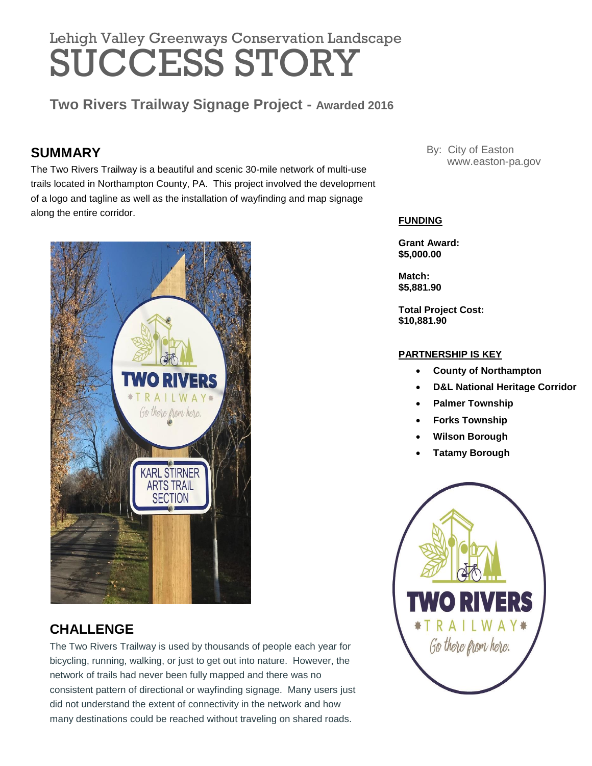Lehigh Valley Greenways Conservation Landscape

# SUCCESS STORY

## Two Rivers Trailway Signage Project - Awarded 2016

By: City of Easton
www.easton-pa.gov

## SUMMARY

The Two Rivers Trailway is a beautiful and scenic 30-mile network of multi-use trails located in Northampton County, PA. This project involved the development of a logo and tagline as well as the installation of wayfinding and map signage along the entire corridor.

### FUNDING

**Grant Award:**
**$5,000.00**

**Match:**
**$5,881.90**

**Total Project Cost:**
**$10,881.90**

### PARTNERSHIP IS KEY

- **County of Northampton**
- **D&L National Heritage Corridor**
- **Palmer Township**
- **Forks Township**
- **Wilson Borough**
- **Tatamy Borough**

## CHALLENGE

The Two Rivers Trailway is used by thousands of people each year for bicycling, running, walking, or just to get out into nature. However, the network of trails had never been fully mapped and there was no consistent pattern of directional or wayfinding signage. Many users just did not understand the extent of connectivity in the network and how many destinations could be reached without traveling on shared roads.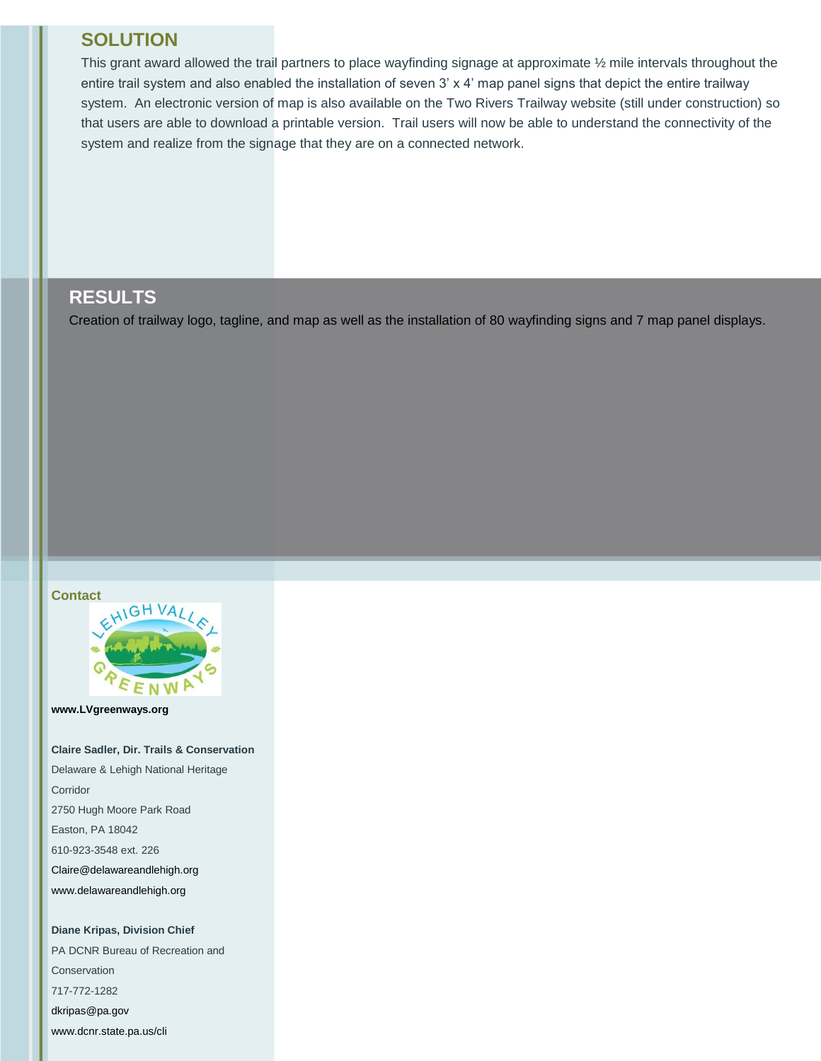## SOLUTION

This grant award allowed the trail partners to place wayfinding signage at approximate ½ mile intervals throughout the entire trail system and also enabled the installation of seven 3' x 4' map panel signs that depict the entire trailway system. An electronic version of map is also available on the Two Rivers Trailway website (still under construction) so that users are able to download a printable version. Trail users will now be able to understand the connectivity of the system and realize from the signage that they are on a connected network.

## RESULTS

Creation of trailway logo, tagline, and map as well as the installation of 80 wayfinding signs and 7 map panel displays.

### Contact

LEHIGH VALLEY GREENWAYS

**www.LVgreenways.org**

**Claire Sadler, Dir. Trails & Conservation**
Delaware & Lehigh National Heritage Corridor
2750 Hugh Moore Park Road
Easton, PA 18042
610-923-3548 ext. 226
Claire@delawareandlehigh.org
www.delawareandlehigh.org

**Diane Kripas, Division Chief**
PA DCNR Bureau of Recreation and Conservation
717-772-1282
dkripas@pa.gov
www.dcnr.state.pa.us/cli